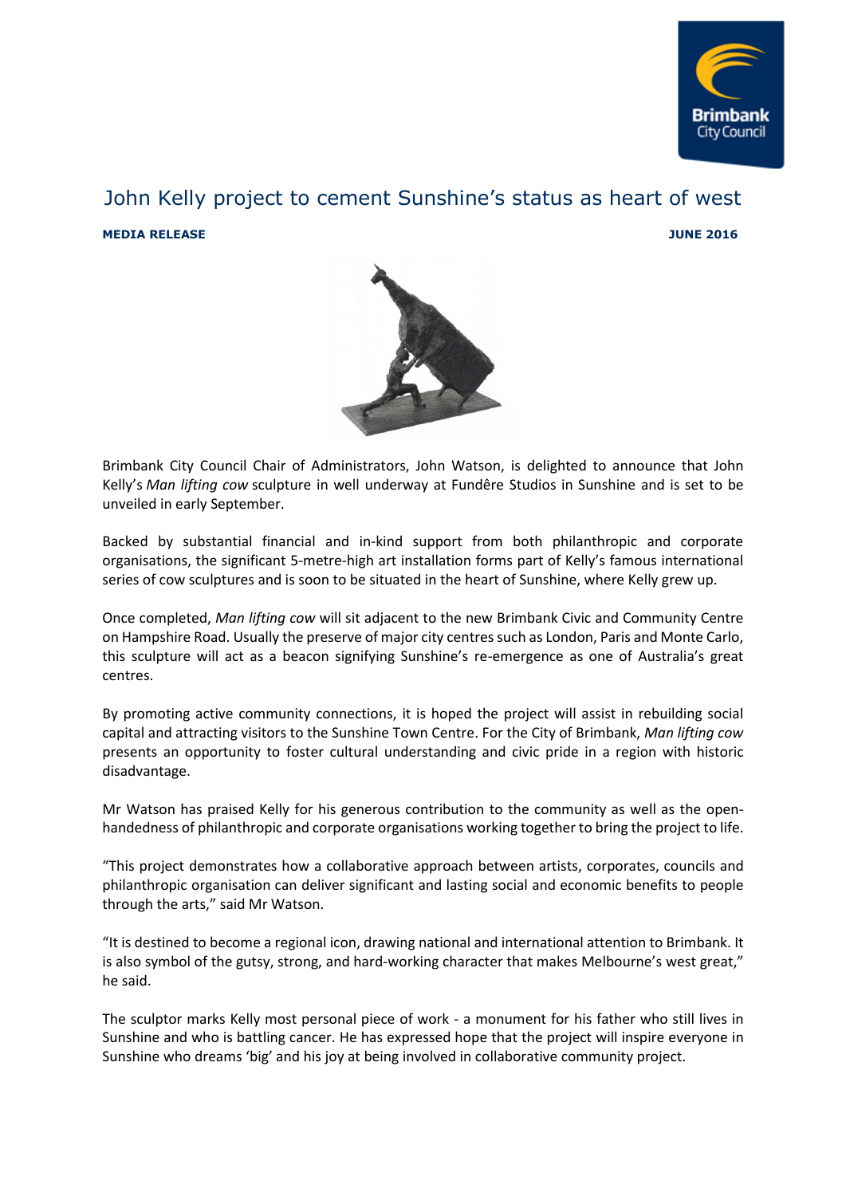# John Kelly project to cement Sunshine's status as heart of west

**MEDIA RELEASE** **JUNE 2016**

Brimbank City Council Chair of Administrators, John Watson, is delighted to announce that John Kelly's *Man lifting cow* sculpture in well underway at Fundêre Studios in Sunshine and is set to be unveiled in early September.

Backed by substantial financial and in-kind support from both philanthropic and corporate organisations, the significant 5-metre-high art installation forms part of Kelly's famous international series of cow sculptures and is soon to be situated in the heart of Sunshine, where Kelly grew up.

Once completed, *Man lifting cow* will sit adjacent to the new Brimbank Civic and Community Centre on Hampshire Road. Usually the preserve of major city centres such as London, Paris and Monte Carlo, this sculpture will act as a beacon signifying Sunshine's re-emergence as one of Australia's great centres.

By promoting active community connections, it is hoped the project will assist in rebuilding social capital and attracting visitors to the Sunshine Town Centre. For the City of Brimbank, *Man lifting cow* presents an opportunity to foster cultural understanding and civic pride in a region with historic disadvantage.

Mr Watson has praised Kelly for his generous contribution to the community as well as the open-handedness of philanthropic and corporate organisations working together to bring the project to life.

"This project demonstrates how a collaborative approach between artists, corporates, councils and philanthropic organisation can deliver significant and lasting social and economic benefits to people through the arts," said Mr Watson.

"It is destined to become a regional icon, drawing national and international attention to Brimbank. It is also symbol of the gutsy, strong, and hard-working character that makes Melbourne's west great," he said.

The sculptor marks Kelly most personal piece of work - a monument for his father who still lives in Sunshine and who is battling cancer. He has expressed hope that the project will inspire everyone in Sunshine who dreams 'big' and his joy at being involved in collaborative community project.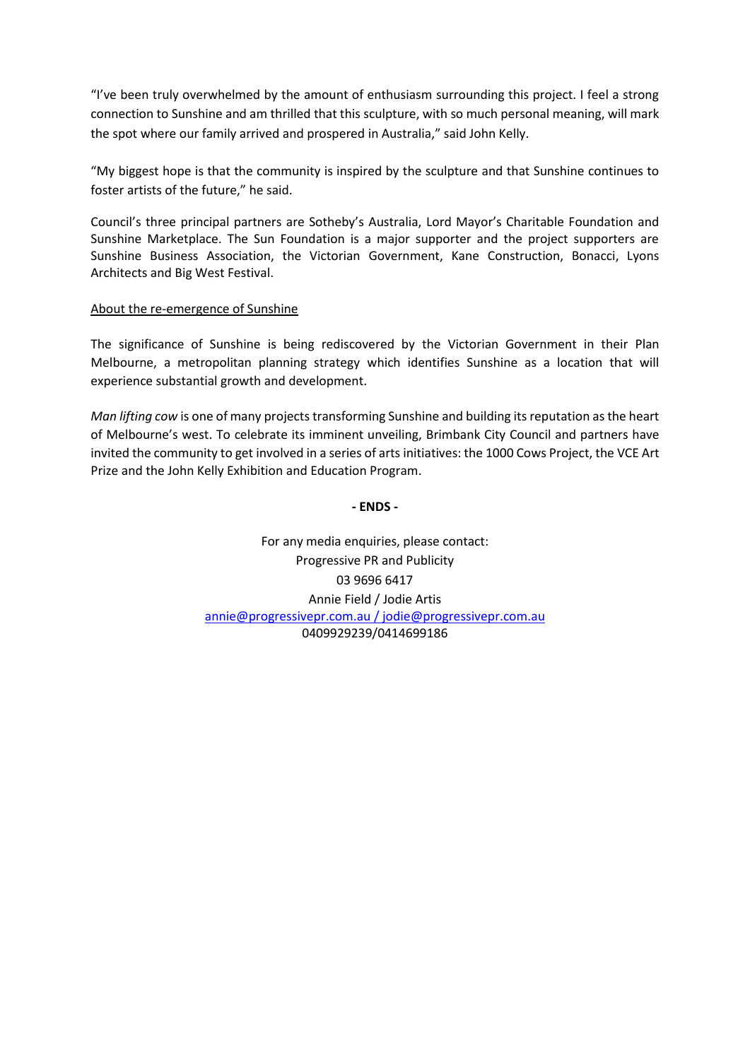"I've been truly overwhelmed by the amount of enthusiasm surrounding this project. I feel a strong connection to Sunshine and am thrilled that this sculpture, with so much personal meaning, will mark the spot where our family arrived and prospered in Australia," said John Kelly.

"My biggest hope is that the community is inspired by the sculpture and that Sunshine continues to foster artists of the future," he said.

Council's three principal partners are Sotheby's Australia, Lord Mayor's Charitable Foundation and Sunshine Marketplace. The Sun Foundation is a major supporter and the project supporters are Sunshine Business Association, the Victorian Government, Kane Construction, Bonacci, Lyons Architects and Big West Festival.

<u>About the re-emergence of Sunshine</u>

The significance of Sunshine is being rediscovered by the Victorian Government in their Plan Melbourne, a metropolitan planning strategy which identifies Sunshine as a location that will experience substantial growth and development.

*Man lifting cow* is one of many projects transforming Sunshine and building its reputation as the heart of Melbourne's west. To celebrate its imminent unveiling, Brimbank City Council and partners have invited the community to get involved in a series of arts initiatives: the 1000 Cows Project, the VCE Art Prize and the John Kelly Exhibition and Education Program.

**- ENDS -**

For any media enquiries, please contact:
Progressive PR and Publicity
03 9696 6417
Annie Field / Jodie Artis
annie@progressivepr.com.au / jodie@progressivepr.com.au
0409929239/0414699186